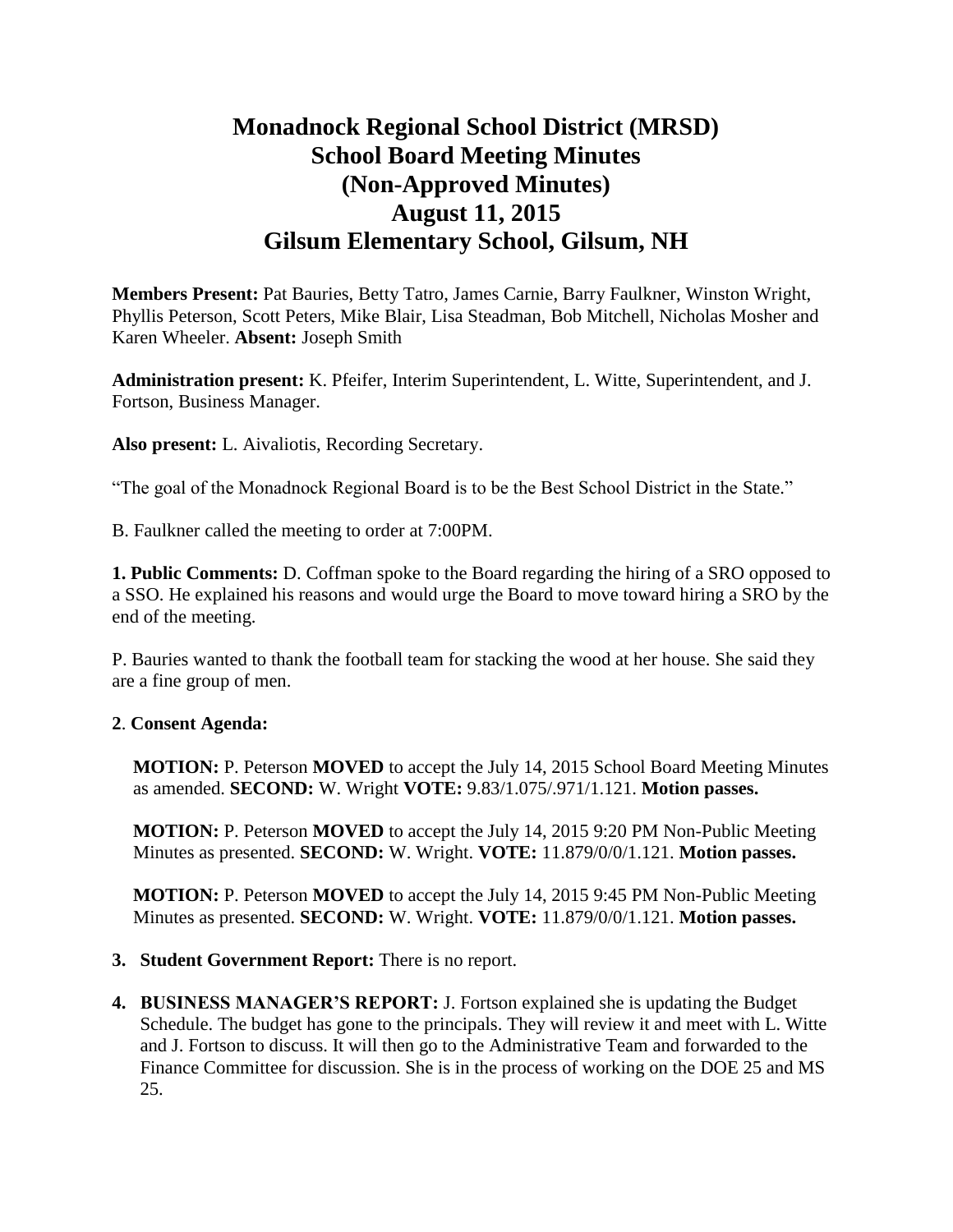# Monadnock Regional School District (MRSD)
# School Board Meeting Minutes
# (Non-Approved Minutes)
# August 11, 2015
# Gilsum Elementary School, Gilsum, NH

**Members Present:** Pat Bauries, Betty Tatro, James Carnie, Barry Faulkner, Winston Wright, Phyllis Peterson, Scott Peters, Mike Blair, Lisa Steadman, Bob Mitchell, Nicholas Mosher and Karen Wheeler. **Absent:** Joseph Smith

**Administration present:** K. Pfeifer, Interim Superintendent, L. Witte, Superintendent, and J. Fortson, Business Manager.

**Also present:** L. Aivaliotis, Recording Secretary.

"The goal of the Monadnock Regional Board is to be the Best School District in the State."

B. Faulkner called the meeting to order at 7:00PM.

**1. Public Comments:** D. Coffman spoke to the Board regarding the hiring of a SRO opposed to a SSO. He explained his reasons and would urge the Board to move toward hiring a SRO by the end of the meeting.

P. Bauries wanted to thank the football team for stacking the wood at her house. She said they are a fine group of men.

**2**. **Consent Agenda:**

**MOTION:** P. Peterson **MOVED** to accept the July 14, 2015 School Board Meeting Minutes as amended. **SECOND:** W. Wright **VOTE:** 9.83/1.075/.971/1.121. **Motion passes.**

**MOTION:** P. Peterson **MOVED** to accept the July 14, 2015 9:20 PM Non-Public Meeting Minutes as presented. **SECOND:** W. Wright. **VOTE:** 11.879/0/0/1.121. **Motion passes.**

**MOTION:** P. Peterson **MOVED** to accept the July 14, 2015 9:45 PM Non-Public Meeting Minutes as presented. **SECOND:** W. Wright. **VOTE:** 11.879/0/0/1.121. **Motion passes.**

3. **Student Government Report:** There is no report.

4. **BUSINESS MANAGER'S REPORT:** J. Fortson explained she is updating the Budget Schedule. The budget has gone to the principals. They will review it and meet with L. Witte and J. Fortson to discuss. It will then go to the Administrative Team and forwarded to the Finance Committee for discussion. She is in the process of working on the DOE 25 and MS 25.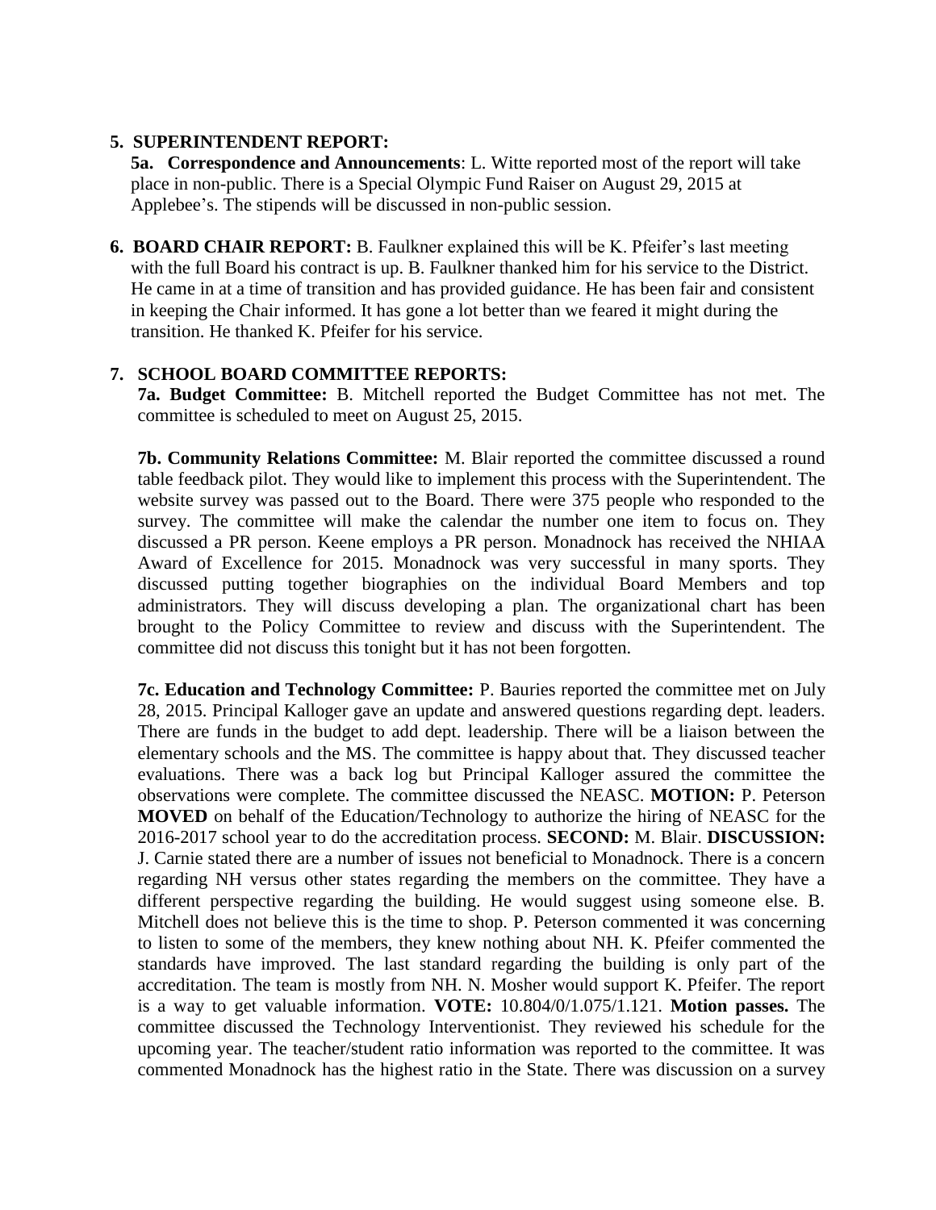**5. SUPERINTENDENT REPORT:**

**5a. Correspondence and Announcements**: L. Witte reported most of the report will take place in non-public. There is a Special Olympic Fund Raiser on August 29, 2015 at Applebee's. The stipends will be discussed in non-public session.

**6. BOARD CHAIR REPORT:** B. Faulkner explained this will be K. Pfeifer's last meeting with the full Board his contract is up. B. Faulkner thanked him for his service to the District. He came in at a time of transition and has provided guidance. He has been fair and consistent in keeping the Chair informed. It has gone a lot better than we feared it might during the transition. He thanked K. Pfeifer for his service.

**7. SCHOOL BOARD COMMITTEE REPORTS:**

**7a. Budget Committee:** B. Mitchell reported the Budget Committee has not met. The committee is scheduled to meet on August 25, 2015.

**7b. Community Relations Committee:** M. Blair reported the committee discussed a round table feedback pilot. They would like to implement this process with the Superintendent. The website survey was passed out to the Board. There were 375 people who responded to the survey. The committee will make the calendar the number one item to focus on. They discussed a PR person. Keene employs a PR person. Monadnock has received the NHIAA Award of Excellence for 2015. Monadnock was very successful in many sports. They discussed putting together biographies on the individual Board Members and top administrators. They will discuss developing a plan. The organizational chart has been brought to the Policy Committee to review and discuss with the Superintendent. The committee did not discuss this tonight but it has not been forgotten.

**7c. Education and Technology Committee:** P. Bauries reported the committee met on July 28, 2015. Principal Kalloger gave an update and answered questions regarding dept. leaders. There are funds in the budget to add dept. leadership. There will be a liaison between the elementary schools and the MS. The committee is happy about that. They discussed teacher evaluations. There was a back log but Principal Kalloger assured the committee the observations were complete. The committee discussed the NEASC. **MOTION:** P. Peterson **MOVED** on behalf of the Education/Technology to authorize the hiring of NEASC for the 2016-2017 school year to do the accreditation process. **SECOND:** M. Blair. **DISCUSSION:** J. Carnie stated there are a number of issues not beneficial to Monadnock. There is a concern regarding NH versus other states regarding the members on the committee. They have a different perspective regarding the building. He would suggest using someone else. B. Mitchell does not believe this is the time to shop. P. Peterson commented it was concerning to listen to some of the members, they knew nothing about NH. K. Pfeifer commented the standards have improved. The last standard regarding the building is only part of the accreditation. The team is mostly from NH. N. Mosher would support K. Pfeifer. The report is a way to get valuable information. **VOTE:** 10.804/0/1.075/1.121. **Motion passes.** The committee discussed the Technology Interventionist. They reviewed his schedule for the upcoming year. The teacher/student ratio information was reported to the committee. It was commented Monadnock has the highest ratio in the State. There was discussion on a survey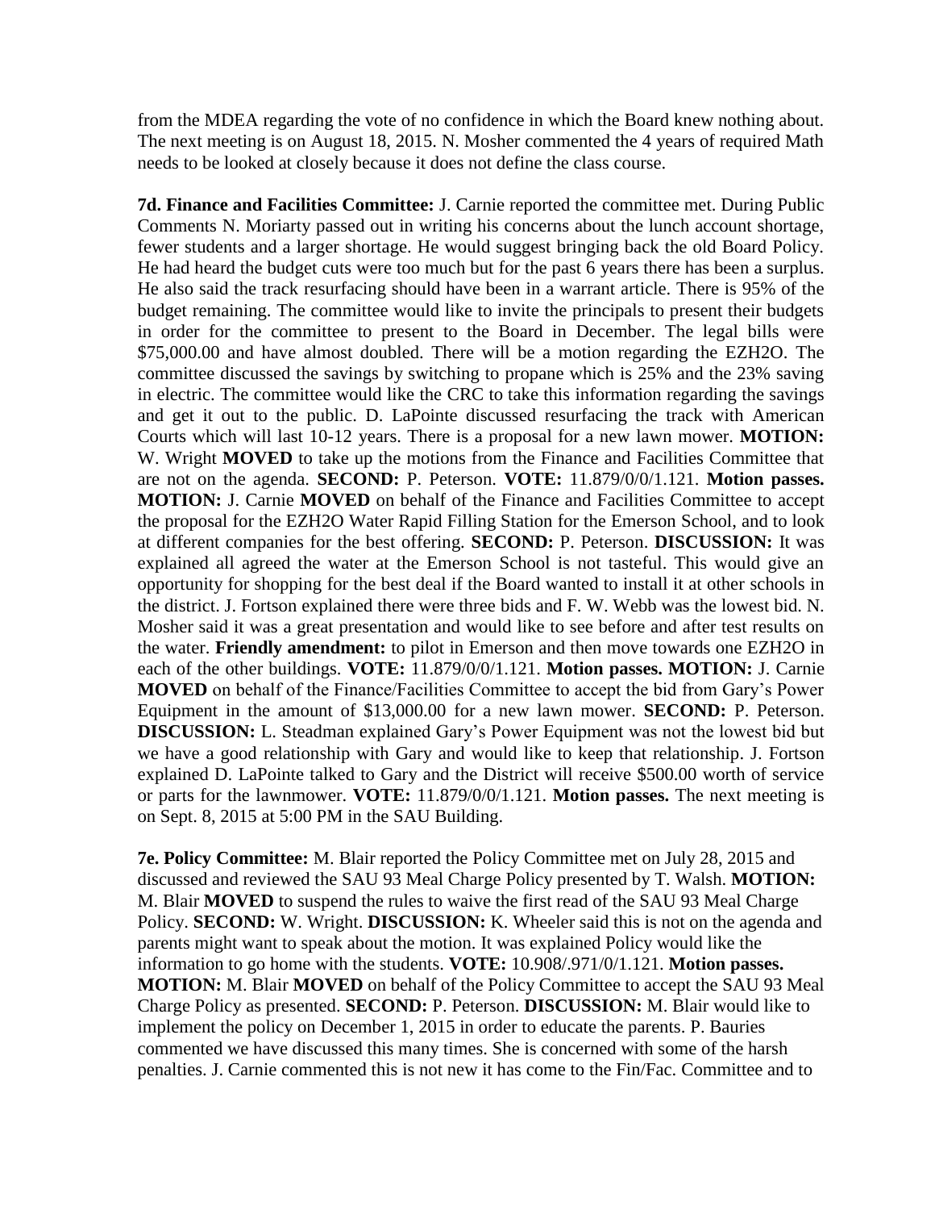from the MDEA regarding the vote of no confidence in which the Board knew nothing about. The next meeting is on August 18, 2015. N. Mosher commented the 4 years of required Math needs to be looked at closely because it does not define the class course.

**7d. Finance and Facilities Committee:** J. Carnie reported the committee met. During Public Comments N. Moriarty passed out in writing his concerns about the lunch account shortage, fewer students and a larger shortage. He would suggest bringing back the old Board Policy. He had heard the budget cuts were too much but for the past 6 years there has been a surplus. He also said the track resurfacing should have been in a warrant article. There is 95% of the budget remaining. The committee would like to invite the principals to present their budgets in order for the committee to present to the Board in December. The legal bills were $75,000.00 and have almost doubled. There will be a motion regarding the EZH2O. The committee discussed the savings by switching to propane which is 25% and the 23% saving in electric. The committee would like the CRC to take this information regarding the savings and get it out to the public. D. LaPointe discussed resurfacing the track with American Courts which will last 10-12 years. There is a proposal for a new lawn mower. **MOTION:** W. Wright **MOVED** to take up the motions from the Finance and Facilities Committee that are not on the agenda. **SECOND:** P. Peterson. **VOTE:** 11.879/0/0/1.121. **Motion passes. MOTION:** J. Carnie **MOVED** on behalf of the Finance and Facilities Committee to accept the proposal for the EZH2O Water Rapid Filling Station for the Emerson School, and to look at different companies for the best offering. **SECOND:** P. Peterson. **DISCUSSION:** It was explained all agreed the water at the Emerson School is not tasteful. This would give an opportunity for shopping for the best deal if the Board wanted to install it at other schools in the district. J. Fortson explained there were three bids and F. W. Webb was the lowest bid. N. Mosher said it was a great presentation and would like to see before and after test results on the water. **Friendly amendment:** to pilot in Emerson and then move towards one EZH2O in each of the other buildings. **VOTE:** 11.879/0/0/1.121. **Motion passes. MOTION:** J. Carnie **MOVED** on behalf of the Finance/Facilities Committee to accept the bid from Gary's Power Equipment in the amount of $13,000.00 for a new lawn mower. **SECOND:** P. Peterson. **DISCUSSION:** L. Steadman explained Gary's Power Equipment was not the lowest bid but we have a good relationship with Gary and would like to keep that relationship. J. Fortson explained D. LaPointe talked to Gary and the District will receive $500.00 worth of service or parts for the lawnmower. **VOTE:** 11.879/0/0/1.121. **Motion passes.** The next meeting is on Sept. 8, 2015 at 5:00 PM in the SAU Building.

**7e. Policy Committee:** M. Blair reported the Policy Committee met on July 28, 2015 and discussed and reviewed the SAU 93 Meal Charge Policy presented by T. Walsh. **MOTION:** M. Blair **MOVED** to suspend the rules to waive the first read of the SAU 93 Meal Charge Policy. **SECOND:** W. Wright. **DISCUSSION:** K. Wheeler said this is not on the agenda and parents might want to speak about the motion. It was explained Policy would like the information to go home with the students. **VOTE:** 10.908/.971/0/1.121. **Motion passes. MOTION:** M. Blair **MOVED** on behalf of the Policy Committee to accept the SAU 93 Meal Charge Policy as presented. **SECOND:** P. Peterson. **DISCUSSION:** M. Blair would like to implement the policy on December 1, 2015 in order to educate the parents. P. Bauries commented we have discussed this many times. She is concerned with some of the harsh penalties. J. Carnie commented this is not new it has come to the Fin/Fac. Committee and to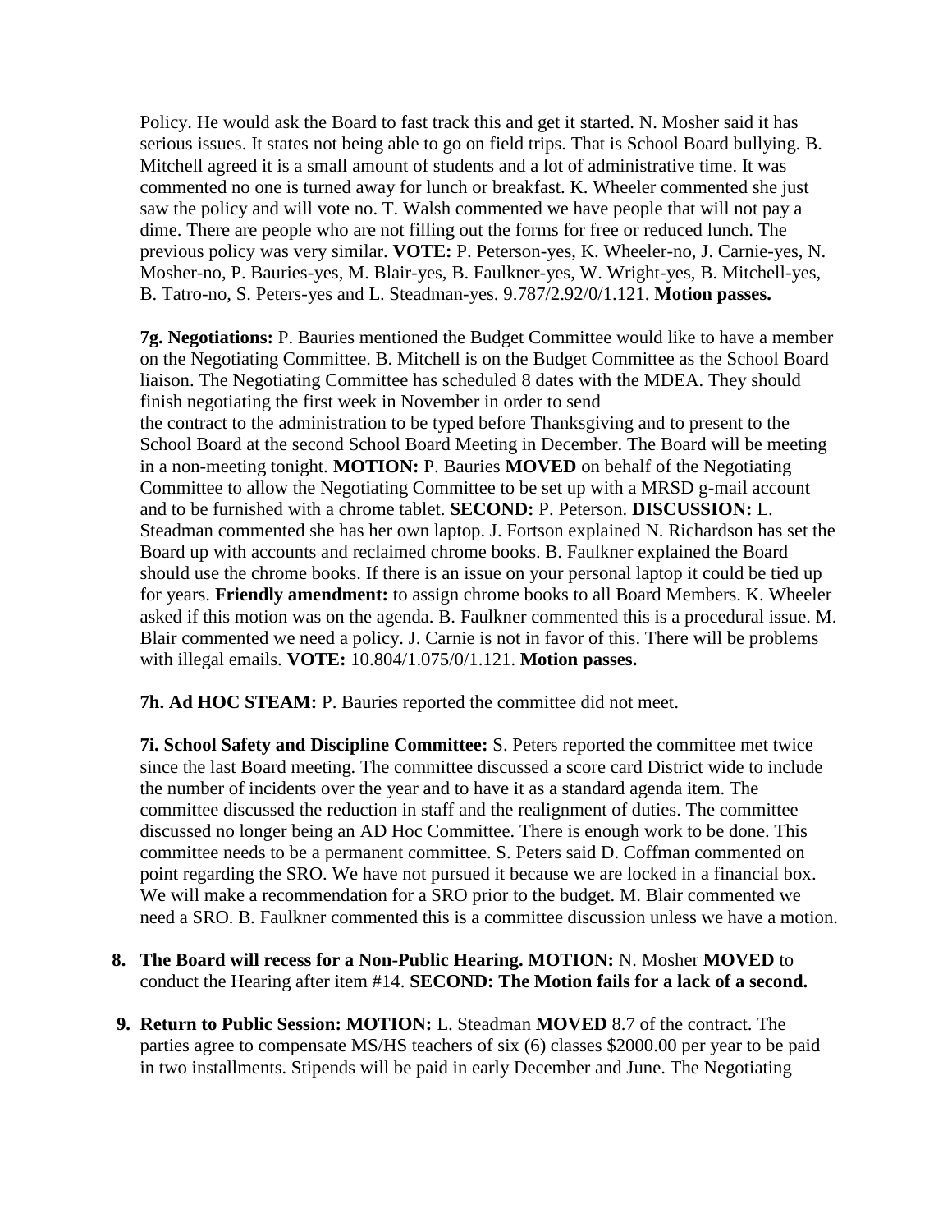Policy. He would ask the Board to fast track this and get it started. N. Mosher said it has serious issues. It states not being able to go on field trips. That is School Board bullying. B. Mitchell agreed it is a small amount of students and a lot of administrative time. It was commented no one is turned away for lunch or breakfast. K. Wheeler commented she just saw the policy and will vote no. T. Walsh commented we have people that will not pay a dime. There are people who are not filling out the forms for free or reduced lunch. The previous policy was very similar. **VOTE:** P. Peterson-yes, K. Wheeler-no, J. Carnie-yes, N. Mosher-no, P. Bauries-yes, M. Blair-yes, B. Faulkner-yes, W. Wright-yes, B. Mitchell-yes, B. Tatro-no, S. Peters-yes and L. Steadman-yes. 9.787/2.92/0/1.121. **Motion passes.**

**7g. Negotiations:** P. Bauries mentioned the Budget Committee would like to have a member on the Negotiating Committee. B. Mitchell is on the Budget Committee as the School Board liaison. The Negotiating Committee has scheduled 8 dates with the MDEA. They should finish negotiating the first week in November in order to send the contract to the administration to be typed before Thanksgiving and to present to the School Board at the second School Board Meeting in December. The Board will be meeting in a non-meeting tonight. **MOTION:** P. Bauries **MOVED** on behalf of the Negotiating Committee to allow the Negotiating Committee to be set up with a MRSD g-mail account and to be furnished with a chrome tablet. **SECOND:** P. Peterson. **DISCUSSION:** L. Steadman commented she has her own laptop. J. Fortson explained N. Richardson has set the Board up with accounts and reclaimed chrome books. B. Faulkner explained the Board should use the chrome books. If there is an issue on your personal laptop it could be tied up for years. **Friendly amendment:** to assign chrome books to all Board Members. K. Wheeler asked if this motion was on the agenda. B. Faulkner commented this is a procedural issue. M. Blair commented we need a policy. J. Carnie is not in favor of this. There will be problems with illegal emails. **VOTE:** 10.804/1.075/0/1.121. **Motion passes.**

**7h. Ad HOC STEAM:** P. Bauries reported the committee did not meet.

**7i. School Safety and Discipline Committee:** S. Peters reported the committee met twice since the last Board meeting. The committee discussed a score card District wide to include the number of incidents over the year and to have it as a standard agenda item. The committee discussed the reduction in staff and the realignment of duties. The committee discussed no longer being an AD Hoc Committee. There is enough work to be done. This committee needs to be a permanent committee. S. Peters said D. Coffman commented on point regarding the SRO. We have not pursued it because we are locked in a financial box. We will make a recommendation for a SRO prior to the budget. M. Blair commented we need a SRO. B. Faulkner commented this is a committee discussion unless we have a motion.

8. **The Board will recess for a Non-Public Hearing. MOTION:** N. Mosher **MOVED** to conduct the Hearing after item #14. **SECOND: The Motion fails for a lack of a second.**

9. **Return to Public Session: MOTION:** L. Steadman **MOVED** 8.7 of the contract. The parties agree to compensate MS/HS teachers of six (6) classes $2000.00 per year to be paid in two installments. Stipends will be paid in early December and June. The Negotiating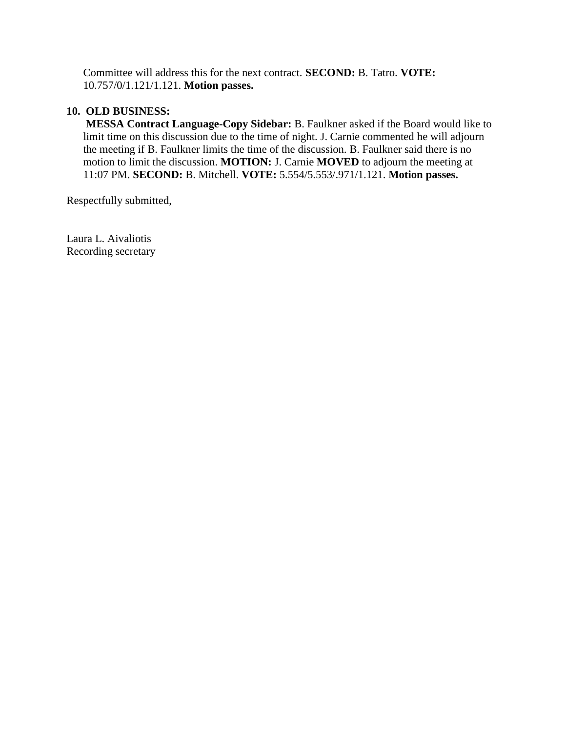Committee will address this for the next contract. **SECOND:** B. Tatro. **VOTE:** 10.757/0/1.121/1.121. **Motion passes.**

**10. OLD BUSINESS:**

**MESSA Contract Language-Copy Sidebar:** B. Faulkner asked if the Board would like to limit time on this discussion due to the time of night. J. Carnie commented he will adjourn the meeting if B. Faulkner limits the time of the discussion. B. Faulkner said there is no motion to limit the discussion. **MOTION:** J. Carnie **MOVED** to adjourn the meeting at 11:07 PM. **SECOND:** B. Mitchell. **VOTE:** 5.554/5.553/.971/1.121. **Motion passes.**

Respectfully submitted,

Laura L. Aivaliotis
Recording secretary